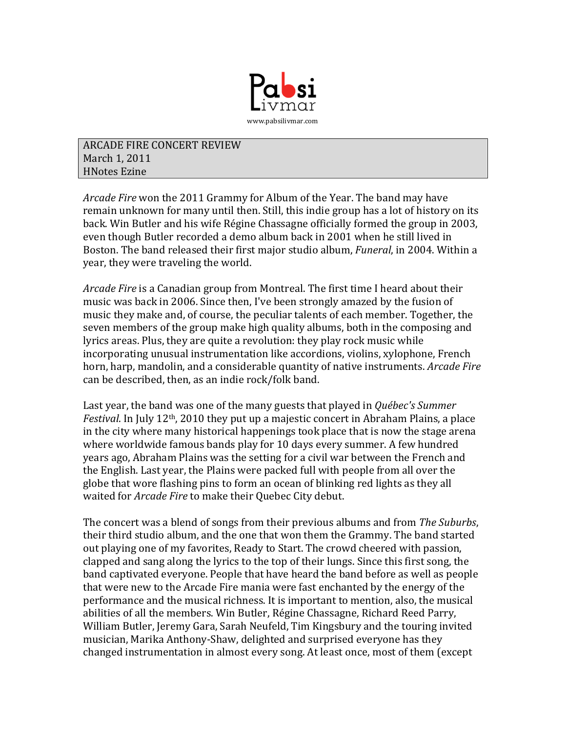Pabsi Livmar

www.pabsilivmar.com

ARCADE FIRE CONCERT REVIEW
March 1, 2011
HNotes Ezine

*Arcade Fire* won the 2011 Grammy for Album of the Year. The band may have remain unknown for many until then. Still, this indie group has a lot of history on its back. Win Butler and his wife Régine Chassagne officially formed the group in 2003, even though Butler recorded a demo album back in 2001 when he still lived in Boston. The band released their first major studio album, *Funeral*, in 2004. Within a year, they were traveling the world.

*Arcade Fire* is a Canadian group from Montreal. The first time I heard about their music was back in 2006. Since then, I've been strongly amazed by the fusion of music they make and, of course, the peculiar talents of each member. Together, the seven members of the group make high quality albums, both in the composing and lyrics areas. Plus, they are quite a revolution: they play rock music while incorporating unusual instrumentation like accordions, violins, xylophone, French horn, harp, mandolin, and a considerable quantity of native instruments. *Arcade Fire* can be described, then, as an indie rock/folk band.

Last year, the band was one of the many guests that played in *Québec's Summer Festival*. In July 12th, 2010 they put up a majestic concert in Abraham Plains, a place in the city where many historical happenings took place that is now the stage arena where worldwide famous bands play for 10 days every summer. A few hundred years ago, Abraham Plains was the setting for a civil war between the French and the English. Last year, the Plains were packed full with people from all over the globe that wore flashing pins to form an ocean of blinking red lights as they all waited for *Arcade Fire* to make their Quebec City debut.

The concert was a blend of songs from their previous albums and from *The Suburbs*, their third studio album, and the one that won them the Grammy. The band started out playing one of my favorites, Ready to Start. The crowd cheered with passion, clapped and sang along the lyrics to the top of their lungs. Since this first song, the band captivated everyone. People that have heard the band before as well as people that were new to the Arcade Fire mania were fast enchanted by the energy of the performance and the musical richness. It is important to mention, also, the musical abilities of all the members. Win Butler, Régine Chassagne, Richard Reed Parry, William Butler, Jeremy Gara, Sarah Neufeld, Tim Kingsbury and the touring invited musician, Marika Anthony-Shaw, delighted and surprised everyone has they changed instrumentation in almost every song. At least once, most of them (except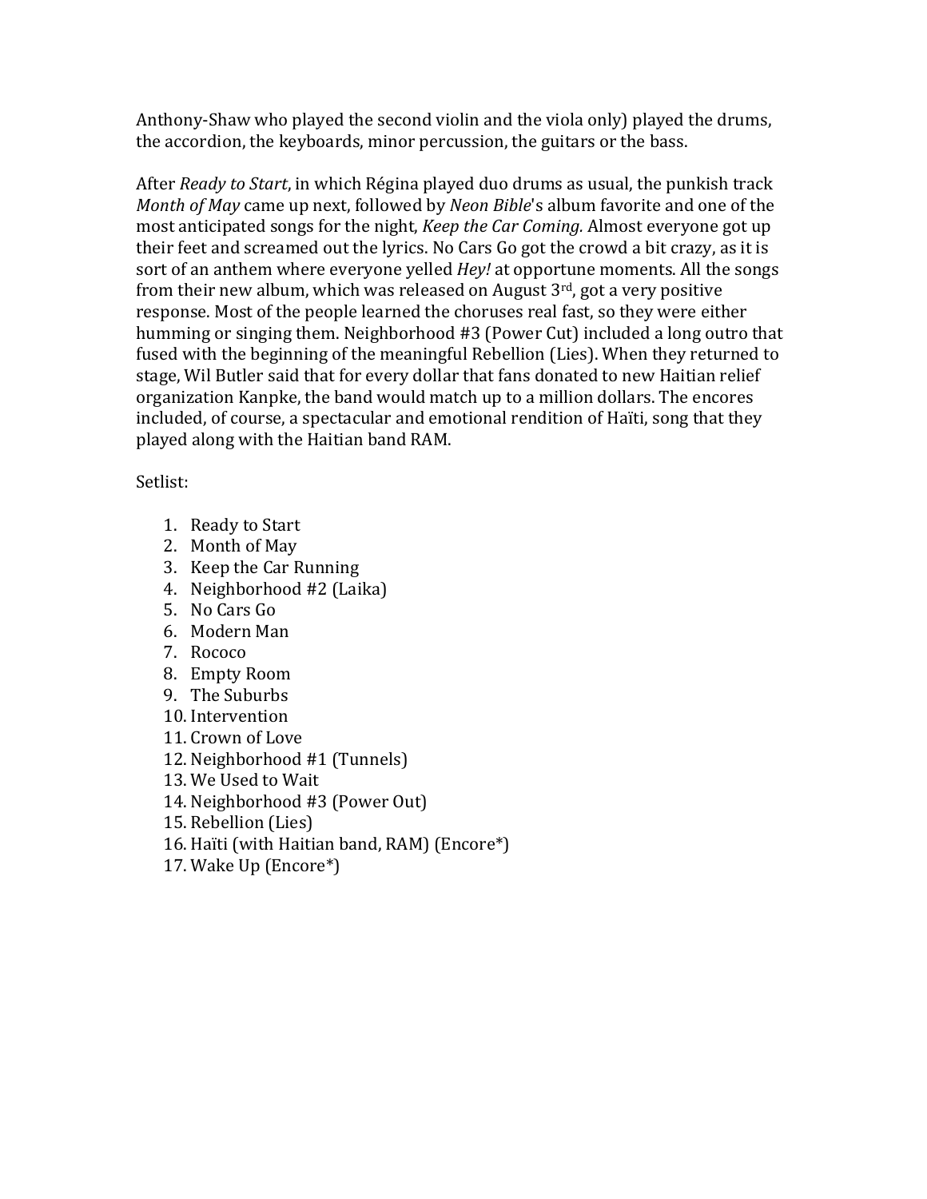Anthony-Shaw who played the second violin and the viola only) played the drums, the accordion, the keyboards, minor percussion, the guitars or the bass.

After *Ready to Start*, in which Régina played duo drums as usual, the punkish track *Month of May* came up next, followed by *Neon Bible*'s album favorite and one of the most anticipated songs for the night, *Keep the Car Coming.* Almost everyone got up their feet and screamed out the lyrics. No Cars Go got the crowd a bit crazy, as it is sort of an anthem where everyone yelled *Hey!* at opportune moments. All the songs from their new album, which was released on August 3rd, got a very positive response. Most of the people learned the choruses real fast, so they were either humming or singing them. Neighborhood #3 (Power Cut) included a long outro that fused with the beginning of the meaningful Rebellion (Lies). When they returned to stage, Wil Butler said that for every dollar that fans donated to new Haitian relief organization Kanpke, the band would match up to a million dollars. The encores included, of course, a spectacular and emotional rendition of Haïti, song that they played along with the Haitian band RAM.

Setlist:

1. Ready to Start
2. Month of May
3. Keep the Car Running
4. Neighborhood #2 (Laika)
5. No Cars Go
6. Modern Man
7. Rococo
8. Empty Room
9. The Suburbs
10. Intervention
11. Crown of Love
12. Neighborhood #1 (Tunnels)
13. We Used to Wait
14. Neighborhood #3 (Power Out)
15. Rebellion (Lies)
16. Haïti (with Haitian band, RAM) (Encore*)
17. Wake Up (Encore*)